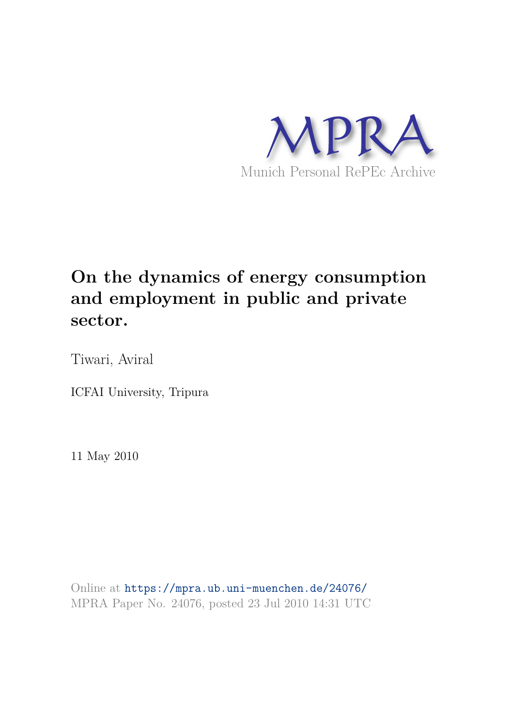MPRA

Munich Personal RePEc Archive

# On the dynamics of energy consumption and employment in public and private sector.

Tiwari, Aviral

ICFAI University, Tripura

11 May 2010

Online at https://mpra.ub.uni-muenchen.de/24076/
MPRA Paper No. 24076, posted 23 Jul 2010 14:31 UTC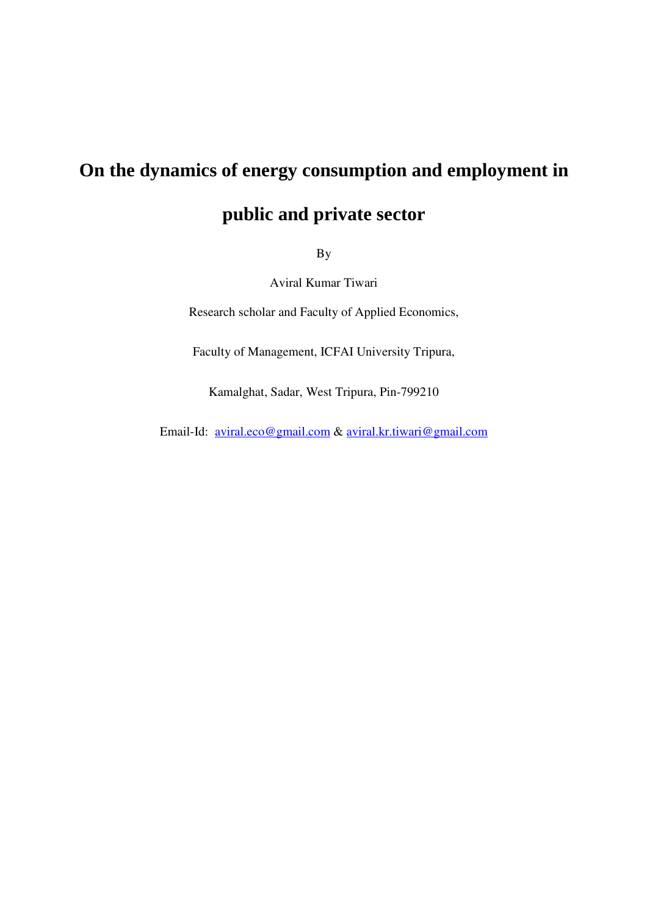# On the dynamics of energy consumption and employment in public and private sector

By

Aviral Kumar Tiwari

Research scholar and Faculty of Applied Economics,

Faculty of Management, ICFAI University Tripura,

Kamalghat, Sadar, West Tripura, Pin-799210

Email-Id: aviral.eco@gmail.com & aviral.kr.tiwari@gmail.com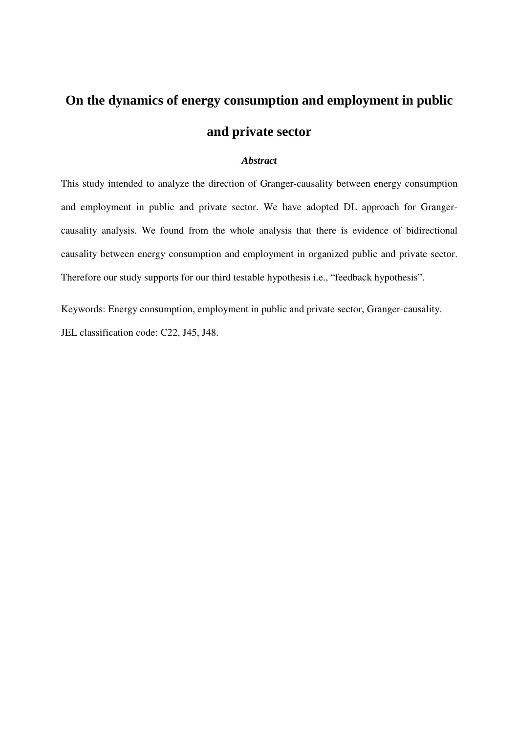# On the dynamics of energy consumption and employment in public and private sector

***Abstract***

This study intended to analyze the direction of Granger-causality between energy consumption and employment in public and private sector. We have adopted DL approach for Granger-causality analysis. We found from the whole analysis that there is evidence of bidirectional causality between energy consumption and employment in organized public and private sector. Therefore our study supports for our third testable hypothesis i.e., "feedback hypothesis".

Keywords: Energy consumption, employment in public and private sector, Granger-causality.

JEL classification code: C22, J45, J48.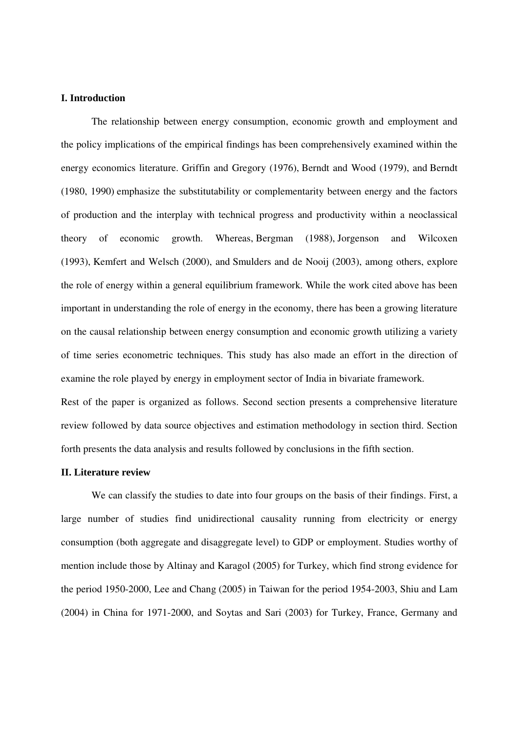## I. Introduction

The relationship between energy consumption, economic growth and employment and the policy implications of the empirical findings has been comprehensively examined within the energy economics literature. Griffin and Gregory (1976), Berndt and Wood (1979), and Berndt (1980, 1990) emphasize the substitutability or complementarity between energy and the factors of production and the interplay with technical progress and productivity within a neoclassical theory of economic growth. Whereas, Bergman (1988), Jorgenson and Wilcoxen (1993), Kemfert and Welsch (2000), and Smulders and de Nooij (2003), among others, explore the role of energy within a general equilibrium framework. While the work cited above has been important in understanding the role of energy in the economy, there has been a growing literature on the causal relationship between energy consumption and economic growth utilizing a variety of time series econometric techniques. This study has also made an effort in the direction of examine the role played by energy in employment sector of India in bivariate framework.

Rest of the paper is organized as follows. Second section presents a comprehensive literature review followed by data source objectives and estimation methodology in section third. Section forth presents the data analysis and results followed by conclusions in the fifth section.

## II. Literature review

We can classify the studies to date into four groups on the basis of their findings. First, a large number of studies find unidirectional causality running from electricity or energy consumption (both aggregate and disaggregate level) to GDP or employment. Studies worthy of mention include those by Altinay and Karagol (2005) for Turkey, which find strong evidence for the period 1950-2000, Lee and Chang (2005) in Taiwan for the period 1954-2003, Shiu and Lam (2004) in China for 1971-2000, and Soytas and Sari (2003) for Turkey, France, Germany and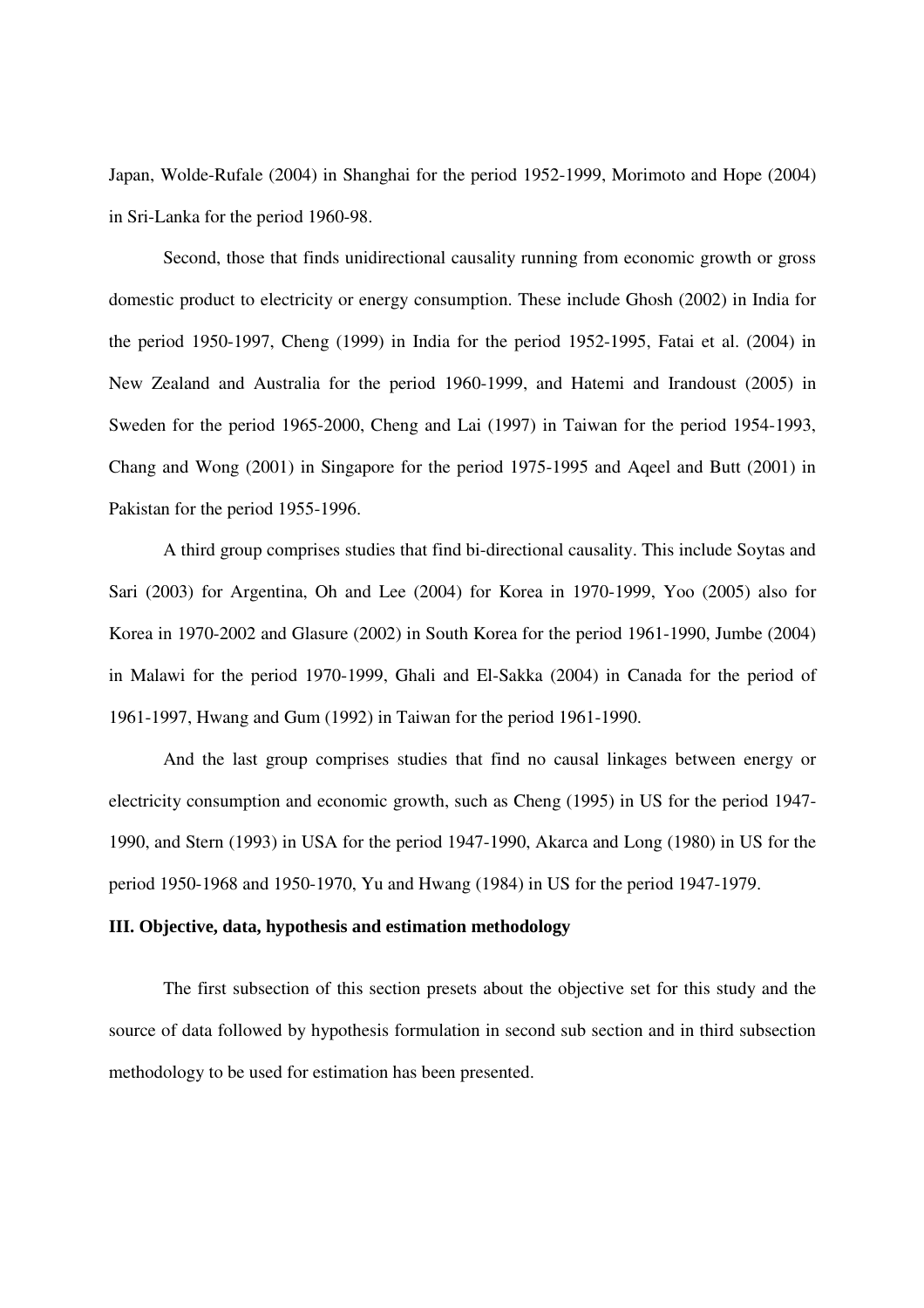Japan, Wolde-Rufale (2004) in Shanghai for the period 1952-1999, Morimoto and Hope (2004) in Sri-Lanka for the period 1960-98.

Second, those that finds unidirectional causality running from economic growth or gross domestic product to electricity or energy consumption. These include Ghosh (2002) in India for the period 1950-1997, Cheng (1999) in India for the period 1952-1995, Fatai et al. (2004) in New Zealand and Australia for the period 1960-1999, and Hatemi and Irandoust (2005) in Sweden for the period 1965-2000, Cheng and Lai (1997) in Taiwan for the period 1954-1993, Chang and Wong (2001) in Singapore for the period 1975-1995 and Aqeel and Butt (2001) in Pakistan for the period 1955-1996.

A third group comprises studies that find bi-directional causality. This include Soytas and Sari (2003) for Argentina, Oh and Lee (2004) for Korea in 1970-1999, Yoo (2005) also for Korea in 1970-2002 and Glasure (2002) in South Korea for the period 1961-1990, Jumbe (2004) in Malawi for the period 1970-1999, Ghali and El-Sakka (2004) in Canada for the period of 1961-1997, Hwang and Gum (1992) in Taiwan for the period 1961-1990.

And the last group comprises studies that find no causal linkages between energy or electricity consumption and economic growth, such as Cheng (1995) in US for the period 1947-1990, and Stern (1993) in USA for the period 1947-1990, Akarca and Long (1980) in US for the period 1950-1968 and 1950-1970, Yu and Hwang (1984) in US for the period 1947-1979.

## III. Objective, data, hypothesis and estimation methodology

The first subsection of this section presets about the objective set for this study and the source of data followed by hypothesis formulation in second sub section and in third subsection methodology to be used for estimation has been presented.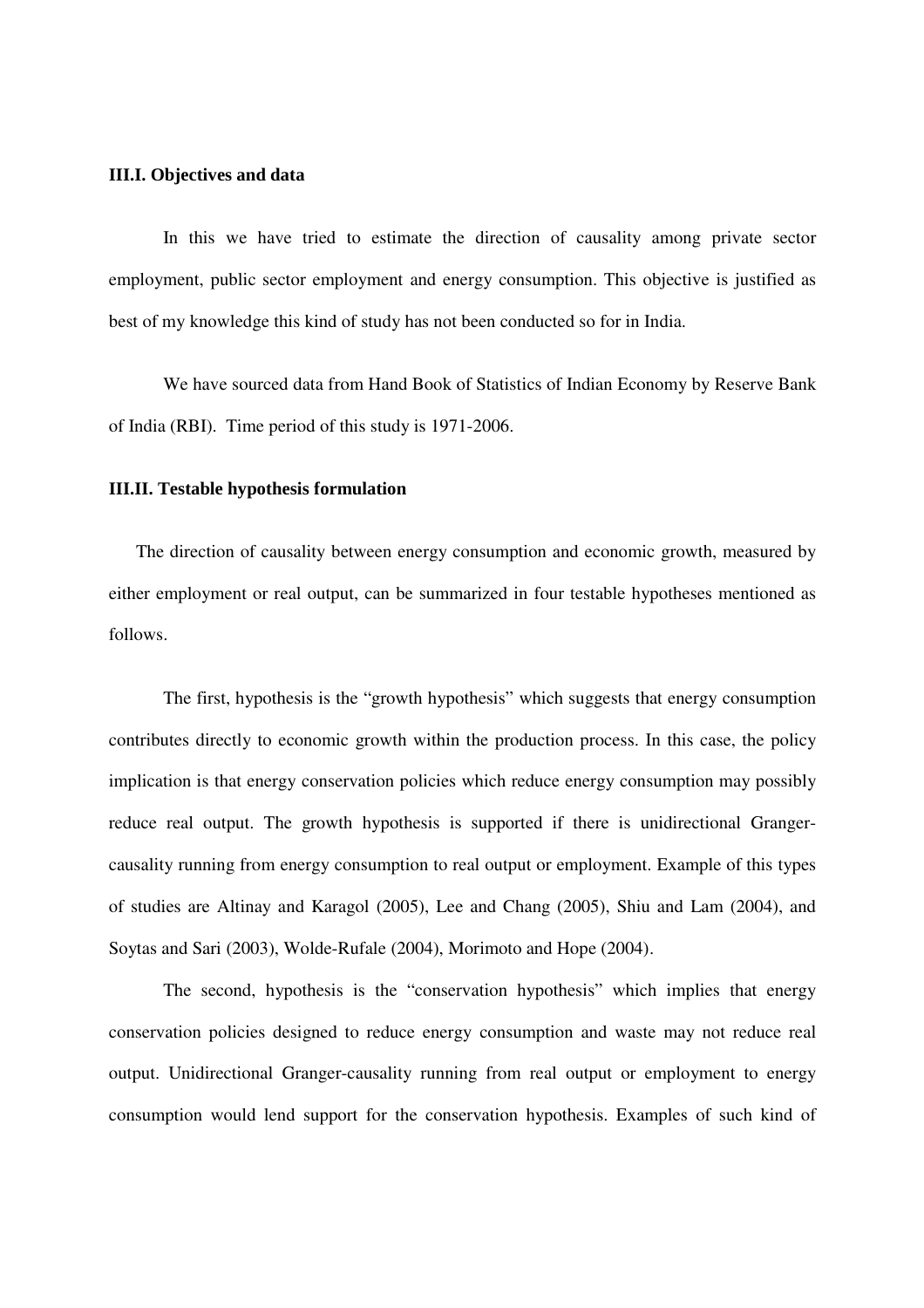**III.I. Objectives and data**

In this we have tried to estimate the direction of causality among private sector employment, public sector employment and energy consumption. This objective is justified as best of my knowledge this kind of study has not been conducted so for in India.

We have sourced data from Hand Book of Statistics of Indian Economy by Reserve Bank of India (RBI). Time period of this study is 1971-2006.

**III.II. Testable hypothesis formulation**

The direction of causality between energy consumption and economic growth, measured by either employment or real output, can be summarized in four testable hypotheses mentioned as follows.

The first, hypothesis is the "growth hypothesis" which suggests that energy consumption contributes directly to economic growth within the production process. In this case, the policy implication is that energy conservation policies which reduce energy consumption may possibly reduce real output. The growth hypothesis is supported if there is unidirectional Granger-causality running from energy consumption to real output or employment. Example of this types of studies are Altinay and Karagol (2005), Lee and Chang (2005), Shiu and Lam (2004), and Soytas and Sari (2003), Wolde-Rufale (2004), Morimoto and Hope (2004).

The second, hypothesis is the "conservation hypothesis" which implies that energy conservation policies designed to reduce energy consumption and waste may not reduce real output. Unidirectional Granger-causality running from real output or employment to energy consumption would lend support for the conservation hypothesis. Examples of such kind of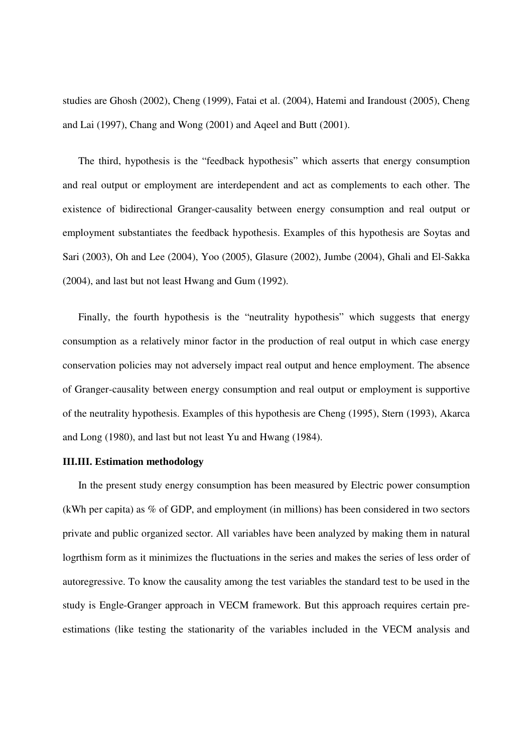studies are Ghosh (2002), Cheng (1999), Fatai et al. (2004), Hatemi and Irandoust (2005), Cheng and Lai (1997), Chang and Wong (2001) and Aqeel and Butt (2001).

The third, hypothesis is the "feedback hypothesis" which asserts that energy consumption and real output or employment are interdependent and act as complements to each other. The existence of bidirectional Granger-causality between energy consumption and real output or employment substantiates the feedback hypothesis. Examples of this hypothesis are Soytas and Sari (2003), Oh and Lee (2004), Yoo (2005), Glasure (2002), Jumbe (2004), Ghali and El-Sakka (2004), and last but not least Hwang and Gum (1992).

Finally, the fourth hypothesis is the "neutrality hypothesis" which suggests that energy consumption as a relatively minor factor in the production of real output in which case energy conservation policies may not adversely impact real output and hence employment. The absence of Granger-causality between energy consumption and real output or employment is supportive of the neutrality hypothesis. Examples of this hypothesis are Cheng (1995), Stern (1993), Akarca and Long (1980), and last but not least Yu and Hwang (1984).

**III.III. Estimation methodology**

In the present study energy consumption has been measured by Electric power consumption (kWh per capita) as % of GDP, and employment (in millions) has been considered in two sectors private and public organized sector. All variables have been analyzed by making them in natural logrthism form as it minimizes the fluctuations in the series and makes the series of less order of autoregressive. To know the causality among the test variables the standard test to be used in the study is Engle-Granger approach in VECM framework. But this approach requires certain pre-estimations (like testing the stationarity of the variables included in the VECM analysis and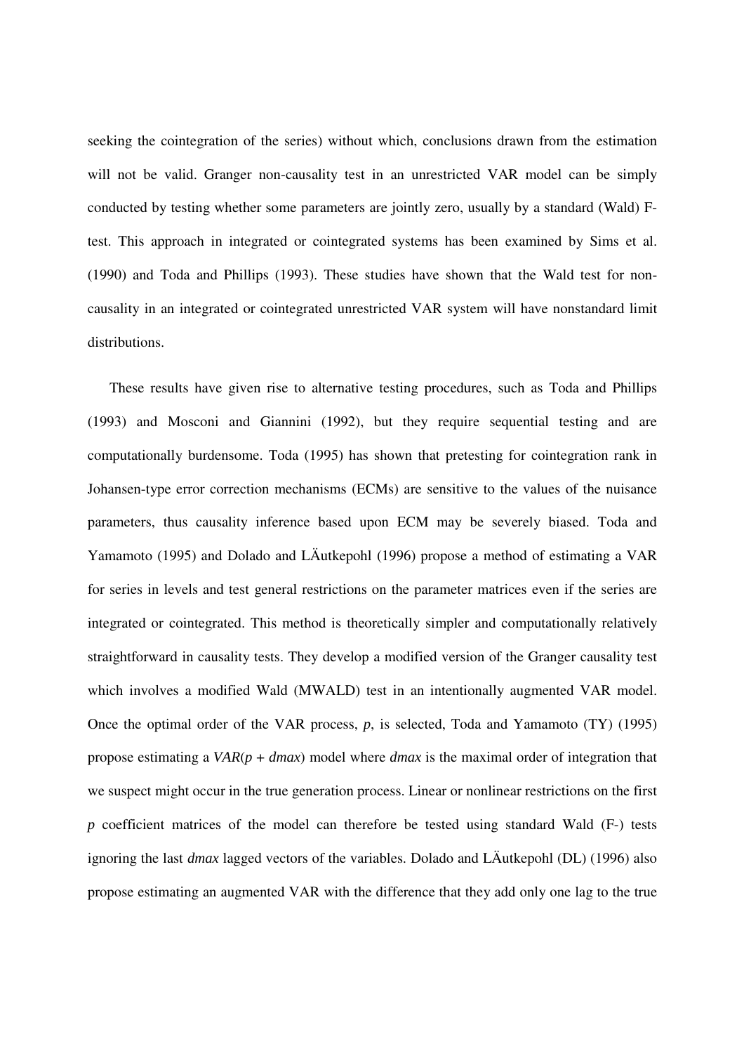seeking the cointegration of the series) without which, conclusions drawn from the estimation will not be valid. Granger non-causality test in an unrestricted VAR model can be simply conducted by testing whether some parameters are jointly zero, usually by a standard (Wald) F-test. This approach in integrated or cointegrated systems has been examined by Sims et al. (1990) and Toda and Phillips (1993). These studies have shown that the Wald test for non-causality in an integrated or cointegrated unrestricted VAR system will have nonstandard limit distributions.

These results have given rise to alternative testing procedures, such as Toda and Phillips (1993) and Mosconi and Giannini (1992), but they require sequential testing and are computationally burdensome. Toda (1995) has shown that pretesting for cointegration rank in Johansen-type error correction mechanisms (ECMs) are sensitive to the values of the nuisance parameters, thus causality inference based upon ECM may be severely biased. Toda and Yamamoto (1995) and Dolado and LÄutkepohl (1996) propose a method of estimating a VAR for series in levels and test general restrictions on the parameter matrices even if the series are integrated or cointegrated. This method is theoretically simpler and computationally relatively straightforward in causality tests. They develop a modified version of the Granger causality test which involves a modified Wald (MWALD) test in an intentionally augmented VAR model. Once the optimal order of the VAR process, $p$, is selected, Toda and Yamamoto (TY) (1995) propose estimating a $VAR(p + dmax)$ model where $dmax$ is the maximal order of integration that we suspect might occur in the true generation process. Linear or nonlinear restrictions on the first $p$ coefficient matrices of the model can therefore be tested using standard Wald (F-) tests ignoring the last $dmax$ lagged vectors of the variables. Dolado and LÄutkepohl (DL) (1996) also propose estimating an augmented VAR with the difference that they add only one lag to the true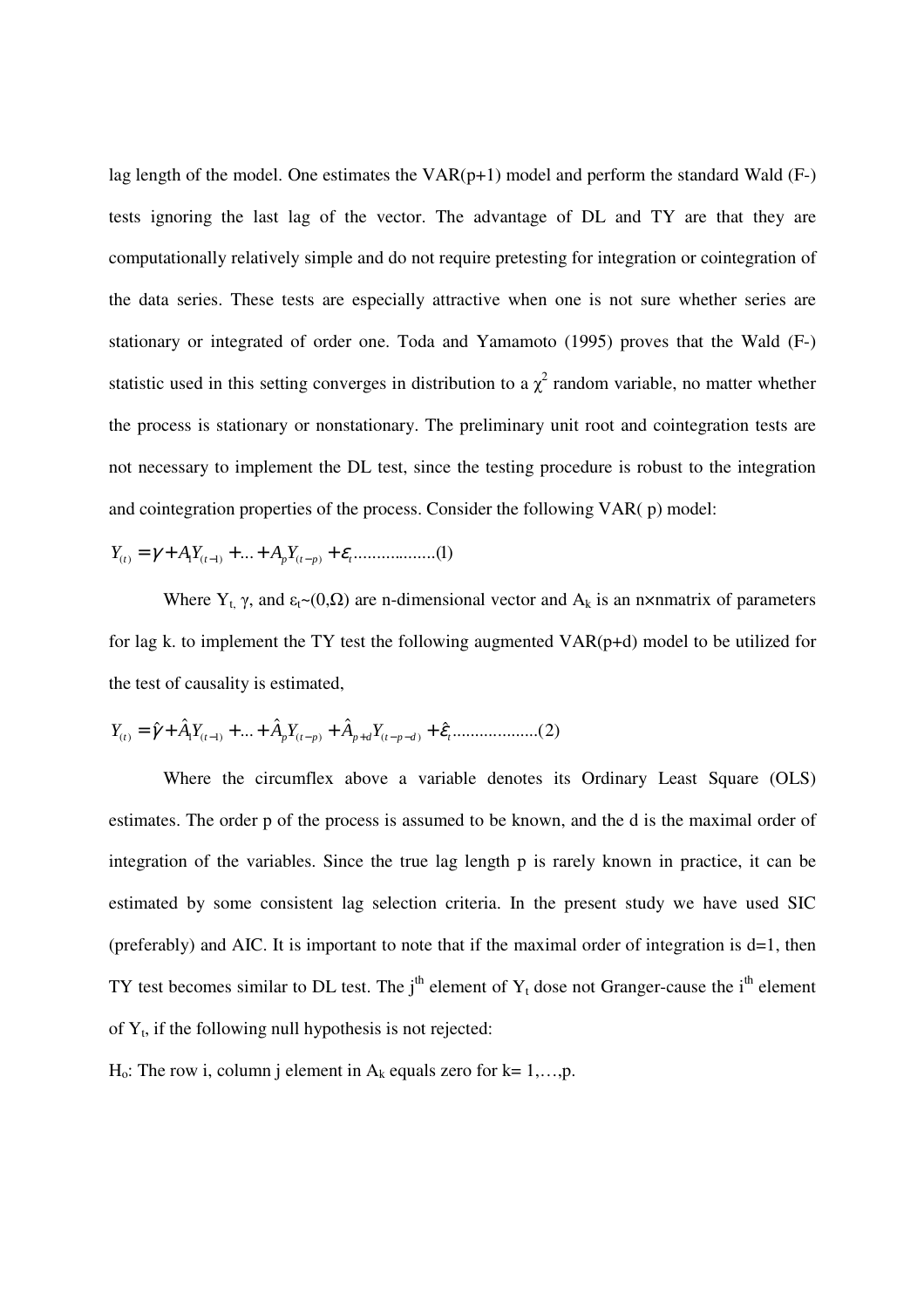lag length of the model. One estimates the VAR(p+1) model and perform the standard Wald (F-) tests ignoring the last lag of the vector. The advantage of DL and TY are that they are computationally relatively simple and do not require pretesting for integration or cointegration of the data series. These tests are especially attractive when one is not sure whether series are stationary or integrated of order one. Toda and Yamamoto (1995) proves that the Wald (F-) statistic used in this setting converges in distribution to a $\chi^2$ random variable, no matter whether the process is stationary or nonstationary. The preliminary unit root and cointegration tests are not necessary to implement the DL test, since the testing procedure is robust to the integration and cointegration properties of the process. Consider the following VAR( p) model:

$$Y_{(t)} = \gamma + A_1 Y_{(t-1)} + ... + A_p Y_{(t-p)} + \varepsilon_t ..................(1)$$

Where $Y_t$, $\gamma$, and $\varepsilon_t \sim (0,\Omega)$ are n-dimensional vector and $A_k$ is an n×nmatrix of parameters for lag k. to implement the TY test the following augmented VAR(p+d) model to be utilized for the test of causality is estimated,

$$Y_{(t)} = \hat{\gamma} + \hat{A}_1 Y_{(t-1)} + ... + \hat{A}_p Y_{(t-p)} + \hat{A}_{p+d} Y_{(t-p-d)} + \hat{\varepsilon}_t ..................(2)$$

Where the circumflex above a variable denotes its Ordinary Least Square (OLS) estimates. The order p of the process is assumed to be known, and the d is the maximal order of integration of the variables. Since the true lag length p is rarely known in practice, it can be estimated by some consistent lag selection criteria. In the present study we have used SIC (preferably) and AIC. It is important to note that if the maximal order of integration is d=1, then TY test becomes similar to DL test. The $j^{th}$ element of $Y_t$ dose not Granger-cause the $i^{th}$ element of $Y_t$, if the following null hypothesis is not rejected:

$H_o$: The row i, column j element in $A_k$ equals zero for k= 1,…,p.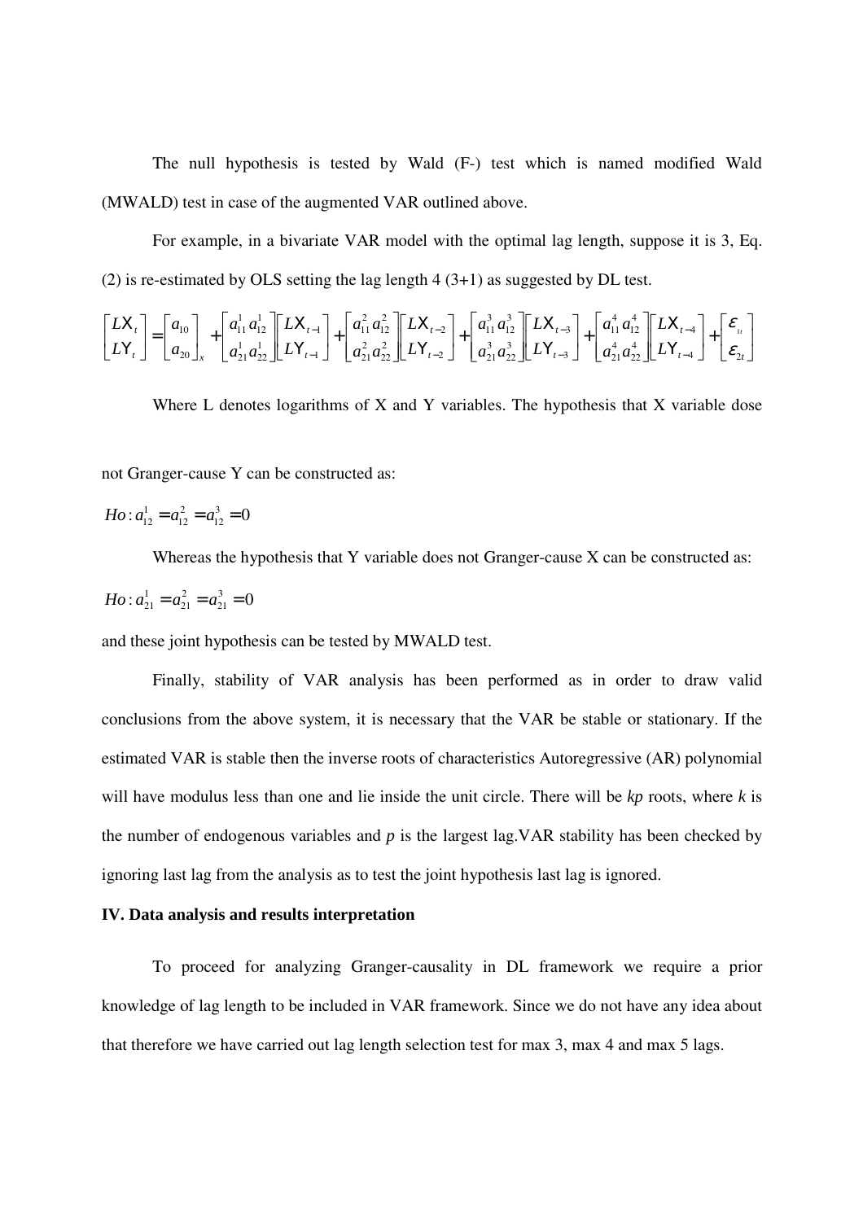The null hypothesis is tested by Wald (F-) test which is named modified Wald (MWALD) test in case of the augmented VAR outlined above.

For example, in a bivariate VAR model with the optimal lag length, suppose it is 3, Eq. (2) is re-estimated by OLS setting the lag length 4 (3+1) as suggested by DL test.

$$\begin{bmatrix} LX_t \\ LY_t \end{bmatrix} = \begin{bmatrix} a_{10} \\ a_{20} \end{bmatrix}_x + \begin{bmatrix} a_{11}^1 \, a_{12}^1 \\ a_{21}^1 \, a_{22}^1 \end{bmatrix} \begin{bmatrix} LX_{t-1} \\ LY_{t-1} \end{bmatrix} + \begin{bmatrix} a_{11}^2 \, a_{12}^2 \\ a_{21}^2 \, a_{22}^2 \end{bmatrix} \begin{bmatrix} LX_{t-2} \\ LY_{t-2} \end{bmatrix} + \begin{bmatrix} a_{11}^3 \, a_{12}^3 \\ a_{21}^3 \, a_{22}^3 \end{bmatrix} \begin{bmatrix} LX_{t-3} \\ LY_{t-3} \end{bmatrix} + \begin{bmatrix} a_{11}^4 \, a_{12}^4 \\ a_{21}^4 \, a_{22}^4 \end{bmatrix} \begin{bmatrix} LX_{t-4} \\ LY_{t-4} \end{bmatrix} + \begin{bmatrix} \varepsilon_{1t} \\ \varepsilon_{2t} \end{bmatrix}$$

Where L denotes logarithms of X and Y variables. The hypothesis that X variable dose not Granger-cause Y can be constructed as:

$$Ho: a_{12}^1 = a_{12}^2 = a_{12}^3 = 0$$

Whereas the hypothesis that Y variable does not Granger-cause X can be constructed as:

$$Ho: a_{21}^1 = a_{21}^2 = a_{21}^3 = 0$$

and these joint hypothesis can be tested by MWALD test.

Finally, stability of VAR analysis has been performed as in order to draw valid conclusions from the above system, it is necessary that the VAR be stable or stationary. If the estimated VAR is stable then the inverse roots of characteristics Autoregressive (AR) polynomial will have modulus less than one and lie inside the unit circle. There will be *kp* roots, where *k* is the number of endogenous variables and *p* is the largest lag.VAR stability has been checked by ignoring last lag from the analysis as to test the joint hypothesis last lag is ignored.

**IV. Data analysis and results interpretation**

To proceed for analyzing Granger-causality in DL framework we require a prior knowledge of lag length to be included in VAR framework. Since we do not have any idea about that therefore we have carried out lag length selection test for max 3, max 4 and max 5 lags.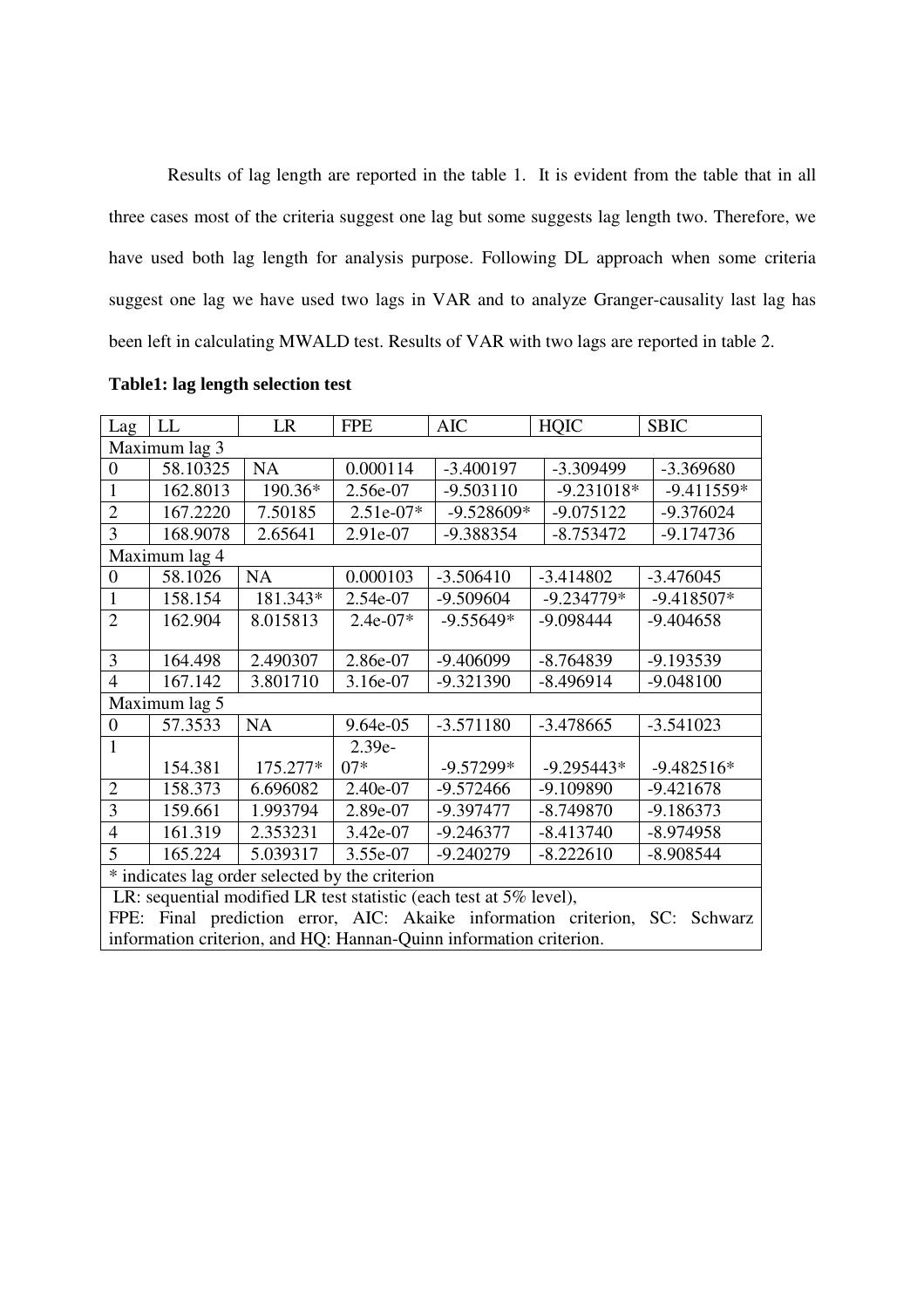Results of lag length are reported in the table 1. It is evident from the table that in all three cases most of the criteria suggest one lag but some suggests lag length two. Therefore, we have used both lag length for analysis purpose. Following DL approach when some criteria suggest one lag we have used two lags in VAR and to analyze Granger-causality last lag has been left in calculating MWALD test. Results of VAR with two lags are reported in table 2.

**Table1: lag length selection test**

| Lag | LL | LR | FPE | AIC | HQIC | SBIC |
|---|---|---|---|---|---|---|
| Maximum lag 3 | | | | | | |
| 0 | 58.10325 | NA | 0.000114 | -3.400197 | -3.309499 | -3.369680 |
| 1 | 162.8013 | 190.36* | 2.56e-07 | -9.503110 | -9.231018* | -9.411559* |
| 2 | 167.2220 | 7.50185 | 2.51e-07* | -9.528609* | -9.075122 | -9.376024 |
| 3 | 168.9078 | 2.65641 | 2.91e-07 | -9.388354 | -8.753472 | -9.174736 |
| Maximum lag 4 | | | | | | |
| 0 | 58.1026 | NA | 0.000103 | -3.506410 | -3.414802 | -3.476045 |
| 1 | 158.154 | 181.343* | 2.54e-07 | -9.509604 | -9.234779* | -9.418507* |
| 2 | 162.904 | 8.015813 | 2.4e-07* | -9.55649* | -9.098444 | -9.404658 |
| 3 | 164.498 | 2.490307 | 2.86e-07 | -9.406099 | -8.764839 | -9.193539 |
| 4 | 167.142 | 3.801710 | 3.16e-07 | -9.321390 | -8.496914 | -9.048100 |
| Maximum lag 5 | | | | | | |
| 0 | 57.3533 | NA | 9.64e-05 | -3.571180 | -3.478665 | -3.541023 |
| 1 | 154.381 | 175.277* | 2.39e-07* | -9.57299* | -9.295443* | -9.482516* |
| 2 | 158.373 | 6.696082 | 2.40e-07 | -9.572466 | -9.109890 | -9.421678 |
| 3 | 159.661 | 1.993794 | 2.89e-07 | -9.397477 | -8.749870 | -9.186373 |
| 4 | 161.319 | 2.353231 | 3.42e-07 | -9.246377 | -8.413740 | -8.974958 |
| 5 | 165.224 | 5.039317 | 3.55e-07 | -9.240279 | -8.222610 | -8.908544 |

\* indicates lag order selected by the criterion

LR: sequential modified LR test statistic (each test at 5% level),
FPE: Final prediction error, AIC: Akaike information criterion, SC: Schwarz information criterion, and HQ: Hannan-Quinn information criterion.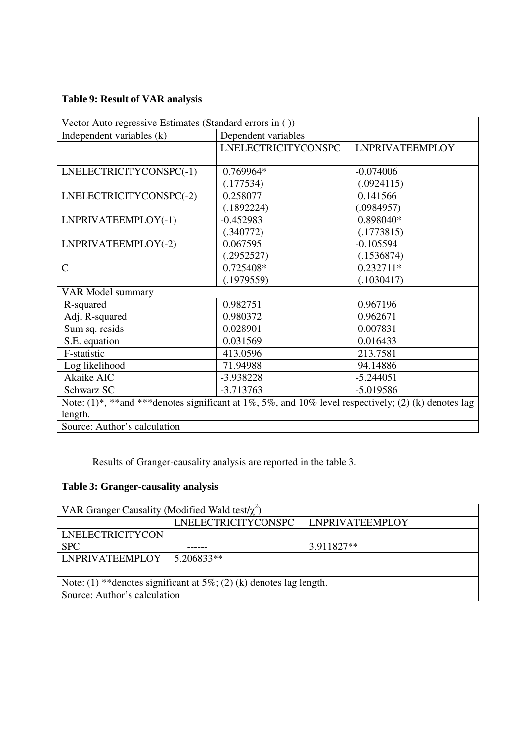**Table 9: Result of VAR analysis**

| Vector Auto regressive Estimates (Standard errors in ( )) | | |
|---|---|---|
| Independent variables (k) | Dependent variables | |
| | LNELECTRICITYCONSPC | LNPRIVATEEMPLOY |
| LNELECTRICITYCONSPC(-1) | 0.769964* (.177534) | -0.074006 (.0924115) |
| LNELECTRICITYCONSPC(-2) | 0.258077 (.1892224) | 0.141566 (.0984957) |
| LNPRIVATEEMPLOY(-1) | -0.452983 (.340772) | 0.898040* (.1773815) |
| LNPRIVATEEMPLOY(-2) | 0.067595 (.2952527) | -0.105594 (.1536874) |
| C | 0.725408* (.1979559) | 0.232711* (.1030417) |
| VAR Model summary | | |
| R-squared | 0.982751 | 0.967196 |
| Adj. R-squared | 0.980372 | 0.962671 |
| Sum sq. resids | 0.028901 | 0.007831 |
| S.E. equation | 0.031569 | 0.016433 |
| F-statistic | 413.0596 | 213.7581 |
| Log likelihood | 71.94988 | 94.14886 |
| Akaike AIC | -3.938228 | -5.244051 |
| Schwarz SC | -3.713763 | -5.019586 |
| Note: (1)*, **and ***denotes significant at 1%, 5%, and 10% level respectively; (2) (k) denotes lag length. | | |
| Source: Author's calculation | | |

Results of Granger-causality analysis are reported in the table 3.

**Table 3: Granger-causality analysis**

| VAR Granger Causality (Modified Wald test/$\chi^2$) | | |
|---|---|---|
| | LNELECTRICITYCONSPC | LNPRIVATEEMPLOY |
| LNELECTRICITYCONSPC | ------ | 3.911827** |
| LNPRIVATEEMPLOY | 5.206833** | |
| Note: (1) **denotes significant at 5%; (2) (k) denotes lag length. | | |
| Source: Author's calculation | | |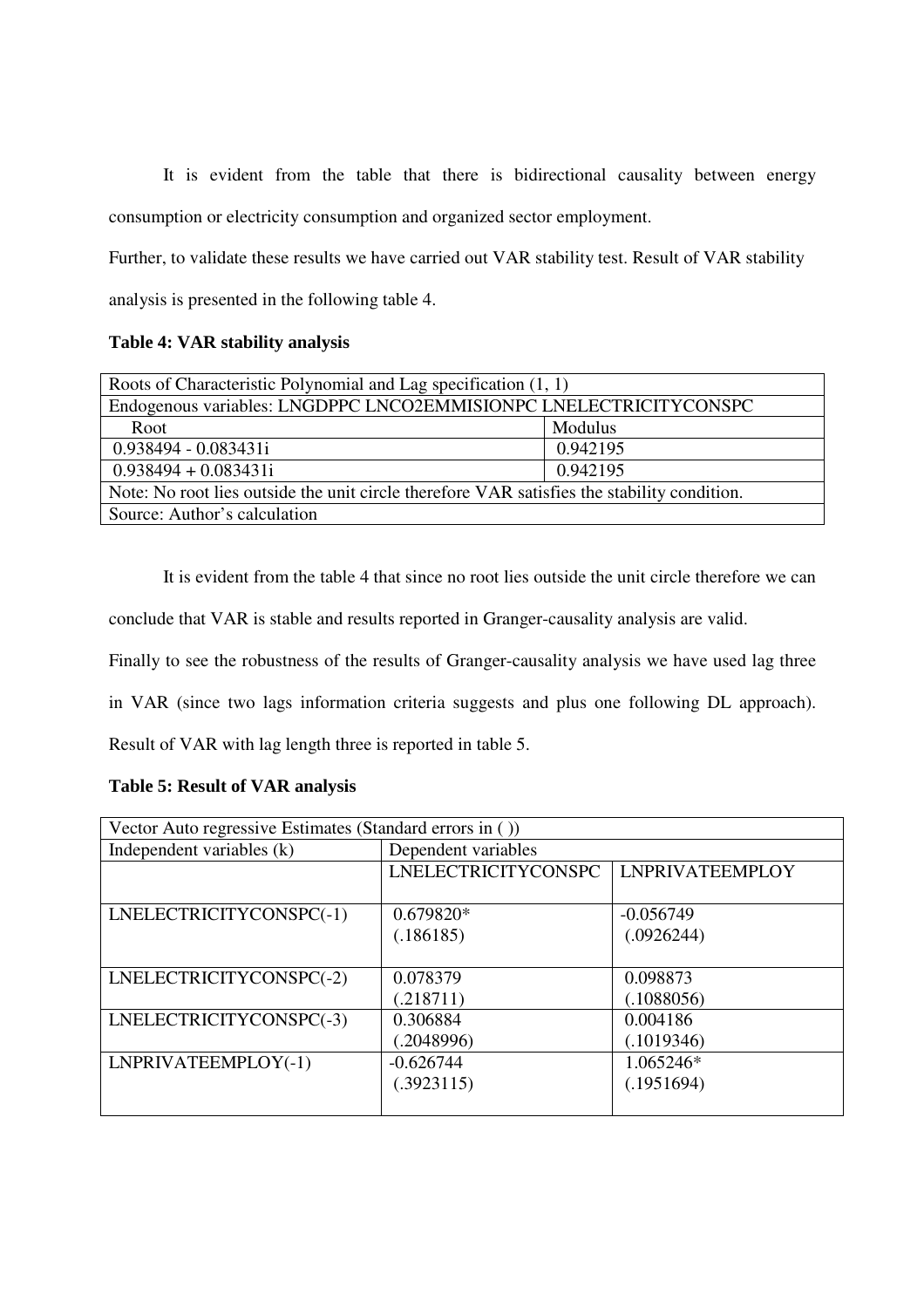It is evident from the table that there is bidirectional causality between energy consumption or electricity consumption and organized sector employment.

Further, to validate these results we have carried out VAR stability test. Result of VAR stability analysis is presented in the following table 4.

**Table 4: VAR stability analysis**

| Roots of Characteristic Polynomial and Lag specification (1, 1) | |
|---|---|
| Endogenous variables: LNGDPPC LNCO2EMMISIONPC LNELECTRICITYCONSPC | |
| Root | Modulus |
| 0.938494 - 0.083431i | 0.942195 |
| 0.938494 + 0.083431i | 0.942195 |
| Note: No root lies outside the unit circle therefore VAR satisfies the stability condition. | |
| Source: Author's calculation | |

It is evident from the table 4 that since no root lies outside the unit circle therefore we can conclude that VAR is stable and results reported in Granger-causality analysis are valid.

Finally to see the robustness of the results of Granger-causality analysis we have used lag three in VAR (since two lags information criteria suggests and plus one following DL approach). Result of VAR with lag length three is reported in table 5.

**Table 5: Result of VAR analysis**

| Vector Auto regressive Estimates (Standard errors in ( )) | | |
|---|---|---|
| Independent variables (k) | Dependent variables | |
| | LNELECTRICITYCONSPC | LNPRIVATEEMPLOY |
| LNELECTRICITYCONSPC(-1) | 0.679820* (.186185) | -0.056749 (.0926244) |
| LNELECTRICITYCONSPC(-2) | 0.078379 (.218711) | 0.098873 (.1088056) |
| LNELECTRICITYCONSPC(-3) | 0.306884 (.2048996) | 0.004186 (.1019346) |
| LNPRIVATEEMPLOY(-1) | -0.626744 (.3923115) | 1.065246* (.1951694) |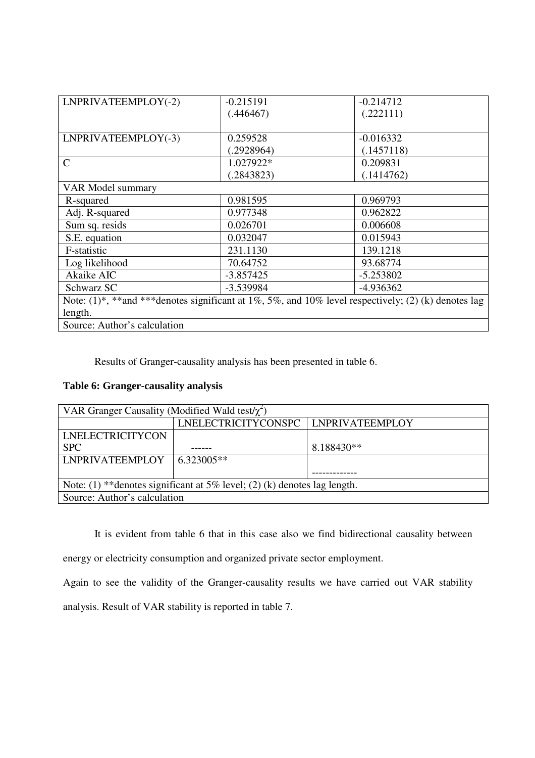| LNPRIVATEEMPLOY(-2) | -0.215191<br>(.446467) | -0.214712<br>(.222111) |
|---|---|---|
| LNPRIVATEEMPLOY(-3) | 0.259528<br>(.2928964) | -0.016332<br>(.1457118) |
| C | 1.027922*<br>(.2843823) | 0.209831<br>(.1414762) |
| VAR Model summary | | |
| R-squared | 0.981595 | 0.969793 |
| Adj. R-squared | 0.977348 | 0.962822 |
| Sum sq. resids | 0.026701 | 0.006608 |
| S.E. equation | 0.032047 | 0.015943 |
| F-statistic | 231.1130 | 139.1218 |
| Log likelihood | 70.64752 | 93.68774 |
| Akaike AIC | -3.857425 | -5.253802 |
| Schwarz SC | -3.539984 | -4.936362 |
| Note: (1)*, **and ***denotes significant at 1%, 5%, and 10% level respectively; (2) (k) denotes lag length. | | |
| Source: Author's calculation | | |

Results of Granger-causality analysis has been presented in table 6.

**Table 6: Granger-causality analysis**

| VAR Granger Causality (Modified Wald test/$\chi^2$) | | |
|---|---|---|
| | LNELECTRICITYCONSPC | LNPRIVATEEMPLOY |
| LNELECTRICITYCONSPC | ------ | 8.188430** |
| LNPRIVATEEMPLOY | 6.323005** | ------------- |
| Note: (1) **denotes significant at 5% level; (2) (k) denotes lag length. | | |
| Source: Author's calculation | | |

It is evident from table 6 that in this case also we find bidirectional causality between energy or electricity consumption and organized private sector employment.

Again to see the validity of the Granger-causality results we have carried out VAR stability analysis. Result of VAR stability is reported in table 7.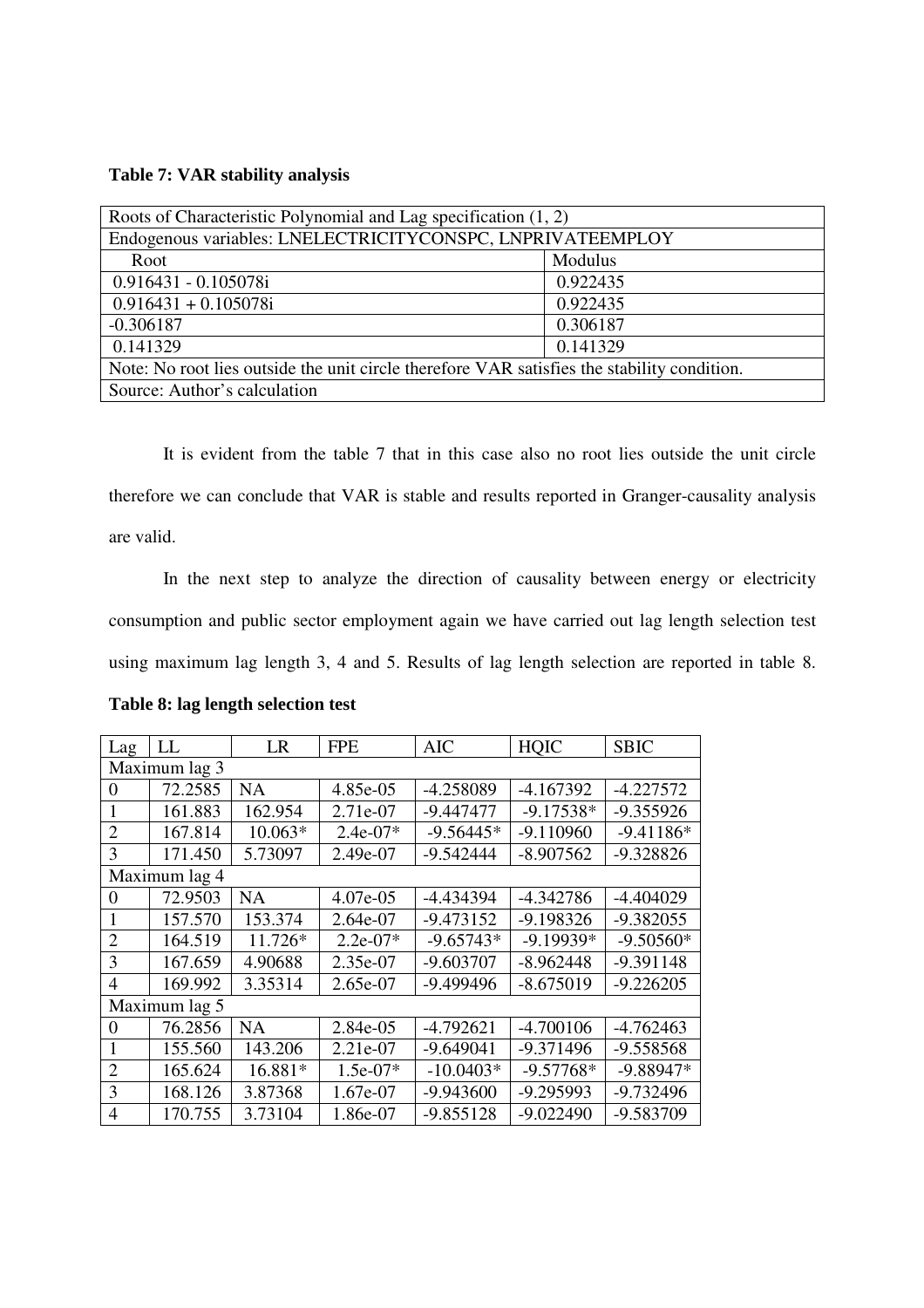**Table 7: VAR stability analysis**

| Roots of Characteristic Polynomial and Lag specification (1, 2) | |
|---|---|
| Endogenous variables: LNELECTRICITYCONSPC, LNPRIVATEEMPLOY | |
| Root | Modulus |
| 0.916431 - 0.105078i | 0.922435 |
| 0.916431 + 0.105078i | 0.922435 |
| -0.306187 | 0.306187 |
| 0.141329 | 0.141329 |
| Note: No root lies outside the unit circle therefore VAR satisfies the stability condition. | |
| Source: Author's calculation | |

It is evident from the table 7 that in this case also no root lies outside the unit circle therefore we can conclude that VAR is stable and results reported in Granger-causality analysis are valid.

In the next step to analyze the direction of causality between energy or electricity consumption and public sector employment again we have carried out lag length selection test using maximum lag length 3, 4 and 5. Results of lag length selection are reported in table 8.

**Table 8: lag length selection test**

| Lag | LL | LR | FPE | AIC | HQIC | SBIC |
|---|---|---|---|---|---|---|
| Maximum lag 3 | | | | | | |
| 0 | 72.2585 | NA | 4.85e-05 | -4.258089 | -4.167392 | -4.227572 |
| 1 | 161.883 | 162.954 | 2.71e-07 | -9.447477 | -9.17538* | -9.355926 |
| 2 | 167.814 | 10.063* | 2.4e-07* | -9.56445* | -9.110960 | -9.41186* |
| 3 | 171.450 | 5.73097 | 2.49e-07 | -9.542444 | -8.907562 | -9.328826 |
| Maximum lag 4 | | | | | | |
| 0 | 72.9503 | NA | 4.07e-05 | -4.434394 | -4.342786 | -4.404029 |
| 1 | 157.570 | 153.374 | 2.64e-07 | -9.473152 | -9.198326 | -9.382055 |
| 2 | 164.519 | 11.726* | 2.2e-07* | -9.65743* | -9.19939* | -9.50560* |
| 3 | 167.659 | 4.90688 | 2.35e-07 | -9.603707 | -8.962448 | -9.391148 |
| 4 | 169.992 | 3.35314 | 2.65e-07 | -9.499496 | -8.675019 | -9.226205 |
| Maximum lag 5 | | | | | | |
| 0 | 76.2856 | NA | 2.84e-05 | -4.792621 | -4.700106 | -4.762463 |
| 1 | 155.560 | 143.206 | 2.21e-07 | -9.649041 | -9.371496 | -9.558568 |
| 2 | 165.624 | 16.881* | 1.5e-07* | -10.0403* | -9.57768* | -9.88947* |
| 3 | 168.126 | 3.87368 | 1.67e-07 | -9.943600 | -9.295993 | -9.732496 |
| 4 | 170.755 | 3.73104 | 1.86e-07 | -9.855128 | -9.022490 | -9.583709 |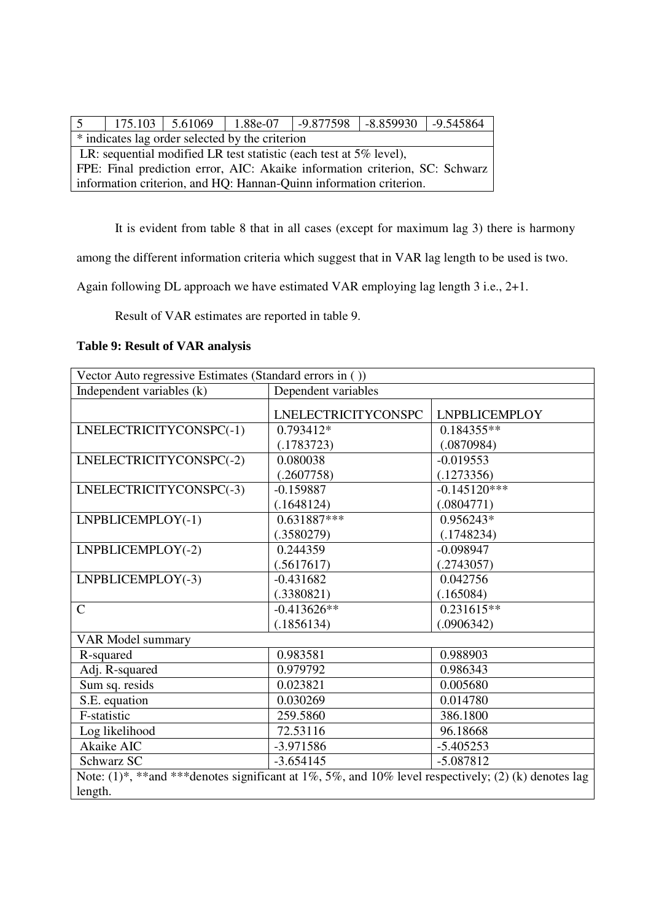| 5 | 175.103 | 5.61069 | 1.88e-07 | -9.877598 | -8.859930 | -9.545864 |
|---|---|---|---|---|---|---|
| * indicates lag order selected by the criterion | | | | | | |
| LR: sequential modified LR test statistic (each test at 5% level), FPE: Final prediction error, AIC: Akaike information criterion, SC: Schwarz information criterion, and HQ: Hannan-Quinn information criterion. | | | | | | |

It is evident from table 8 that in all cases (except for maximum lag 3) there is harmony among the different information criteria which suggest that in VAR lag length to be used is two. Again following DL approach we have estimated VAR employing lag length 3 i.e., 2+1.

Result of VAR estimates are reported in table 9.

**Table 9: Result of VAR analysis**

| Vector Auto regressive Estimates (Standard errors in ( )) | | |
|---|---|---|
| Independent variables (k) | Dependent variables | |
| | LNELECTRICITYCONSPC | LNPBLICEMPLOY |
| LNELECTRICITYCONSPC(-1) | 0.793412* (.1783723) | 0.184355** (.0870984) |
| LNELECTRICITYCONSPC(-2) | 0.080038 (.2607758) | -0.019553 (.1273356) |
| LNELECTRICITYCONSPC(-3) | -0.159887 (.1648124) | -0.145120*** (.0804771) |
| LNPBLICEMPLOY(-1) | 0.631887*** (.3580279) | 0.956243* (.1748234) |
| LNPBLICEMPLOY(-2) | 0.244359 (.5617617) | -0.098947 (.2743057) |
| LNPBLICEMPLOY(-3) | -0.431682 (.3380821) | 0.042756 (.165084) |
| C | -0.413626** (.1856134) | 0.231615** (.0906342) |
| VAR Model summary | | |
| R-squared | 0.983581 | 0.988903 |
| Adj. R-squared | 0.979792 | 0.986343 |
| Sum sq. resids | 0.023821 | 0.005680 |
| S.E. equation | 0.030269 | 0.014780 |
| F-statistic | 259.5860 | 386.1800 |
| Log likelihood | 72.53116 | 96.18668 |
| Akaike AIC | -3.971586 | -5.405253 |
| Schwarz SC | -3.654145 | -5.087812 |
| Note: (1)*, **and ***denotes significant at 1%, 5%, and 10% level respectively; (2) (k) denotes lag length. | | |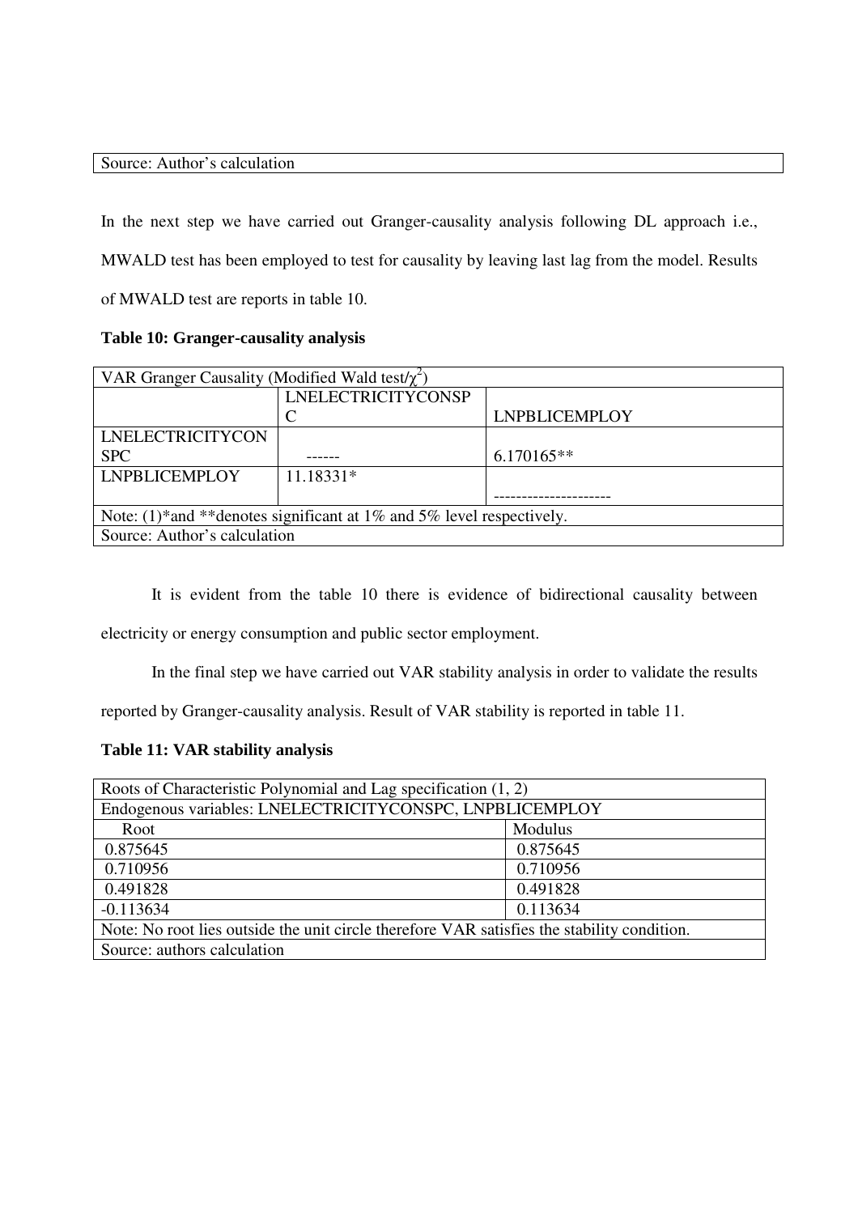| Source: Author's calculation |
|---|

In the next step we have carried out Granger-causality analysis following DL approach i.e., MWALD test has been employed to test for causality by leaving last lag from the model. Results of MWALD test are reports in table 10.

**Table 10: Granger-causality analysis**

| VAR Granger Causality (Modified Wald test/$\chi^2$) | | |
|---|---|---|
| | LNELECTRICITYCONSPC | LNPBLICEMPLOY |
| LNELECTRICITYCONSPC | ------ | 6.170165** |
| LNPBLICEMPLOY | 11.18331* | --------------------- |
| Note: (1)*and **denotes significant at 1% and 5% level respectively. | | |
| Source: Author's calculation | | |

It is evident from the table 10 there is evidence of bidirectional causality between electricity or energy consumption and public sector employment.

In the final step we have carried out VAR stability analysis in order to validate the results reported by Granger-causality analysis. Result of VAR stability is reported in table 11.

**Table 11: VAR stability analysis**

| Roots of Characteristic Polynomial and Lag specification (1, 2) | |
|---|---|
| Endogenous variables: LNELECTRICITYCONSPC, LNPBLICEMPLOY | |
| Root | Modulus |
| 0.875645 | 0.875645 |
| 0.710956 | 0.710956 |
| 0.491828 | 0.491828 |
| -0.113634 | 0.113634 |
| Note: No root lies outside the unit circle therefore VAR satisfies the stability condition. | |
| Source: authors calculation | |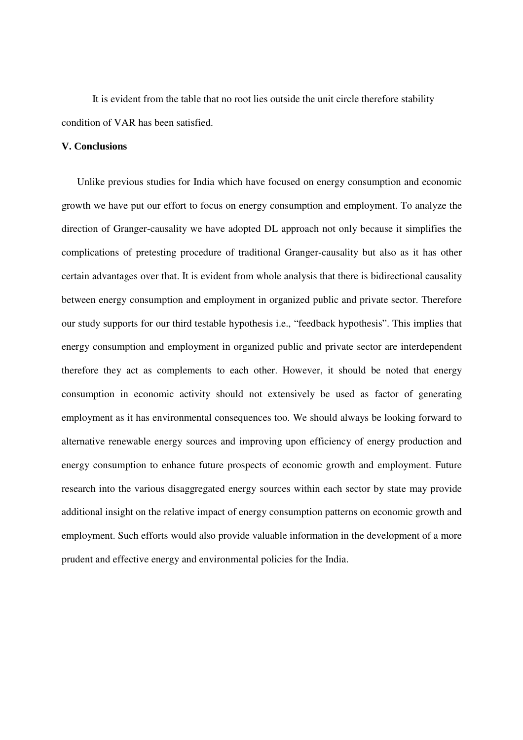It is evident from the table that no root lies outside the unit circle therefore stability condition of VAR has been satisfied.

**V. Conclusions**

Unlike previous studies for India which have focused on energy consumption and economic growth we have put our effort to focus on energy consumption and employment. To analyze the direction of Granger-causality we have adopted DL approach not only because it simplifies the complications of pretesting procedure of traditional Granger-causality but also as it has other certain advantages over that. It is evident from whole analysis that there is bidirectional causality between energy consumption and employment in organized public and private sector. Therefore our study supports for our third testable hypothesis i.e., "feedback hypothesis". This implies that energy consumption and employment in organized public and private sector are interdependent therefore they act as complements to each other. However, it should be noted that energy consumption in economic activity should not extensively be used as factor of generating employment as it has environmental consequences too. We should always be looking forward to alternative renewable energy sources and improving upon efficiency of energy production and energy consumption to enhance future prospects of economic growth and employment. Future research into the various disaggregated energy sources within each sector by state may provide additional insight on the relative impact of energy consumption patterns on economic growth and employment. Such efforts would also provide valuable information in the development of a more prudent and effective energy and environmental policies for the India.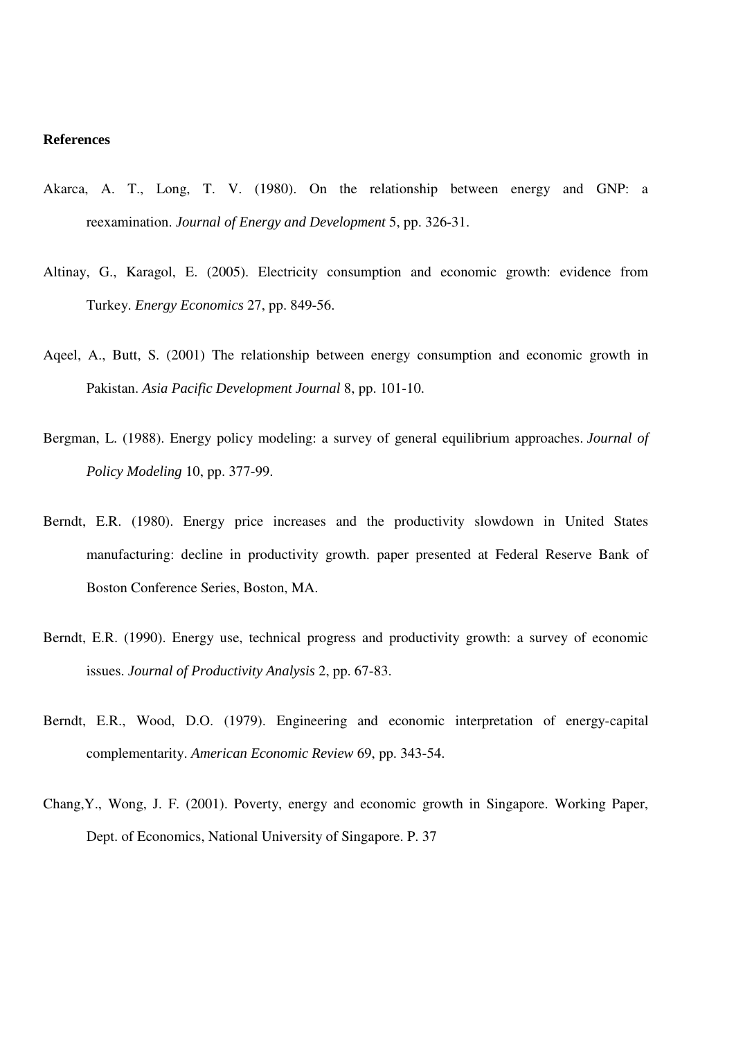**References**

Akarca, A. T., Long, T. V. (1980). On the relationship between energy and GNP: a reexamination. *Journal of Energy and Development* 5, pp. 326-31.

Altinay, G., Karagol, E. (2005). Electricity consumption and economic growth: evidence from Turkey. *Energy Economics* 27, pp. 849-56.

Aqeel, A., Butt, S. (2001) The relationship between energy consumption and economic growth in Pakistan. *Asia Pacific Development Journal* 8, pp. 101-10.

Bergman, L. (1988). Energy policy modeling: a survey of general equilibrium approaches. *Journal of Policy Modeling* 10, pp. 377-99.

Berndt, E.R. (1980). Energy price increases and the productivity slowdown in United States manufacturing: decline in productivity growth. paper presented at Federal Reserve Bank of Boston Conference Series, Boston, MA.

Berndt, E.R. (1990). Energy use, technical progress and productivity growth: a survey of economic issues. *Journal of Productivity Analysis* 2, pp. 67-83.

Berndt, E.R., Wood, D.O. (1979). Engineering and economic interpretation of energy-capital complementarity. *American Economic Review* 69, pp. 343-54.

Chang,Y., Wong, J. F. (2001). Poverty, energy and economic growth in Singapore. Working Paper, Dept. of Economics, National University of Singapore. P. 37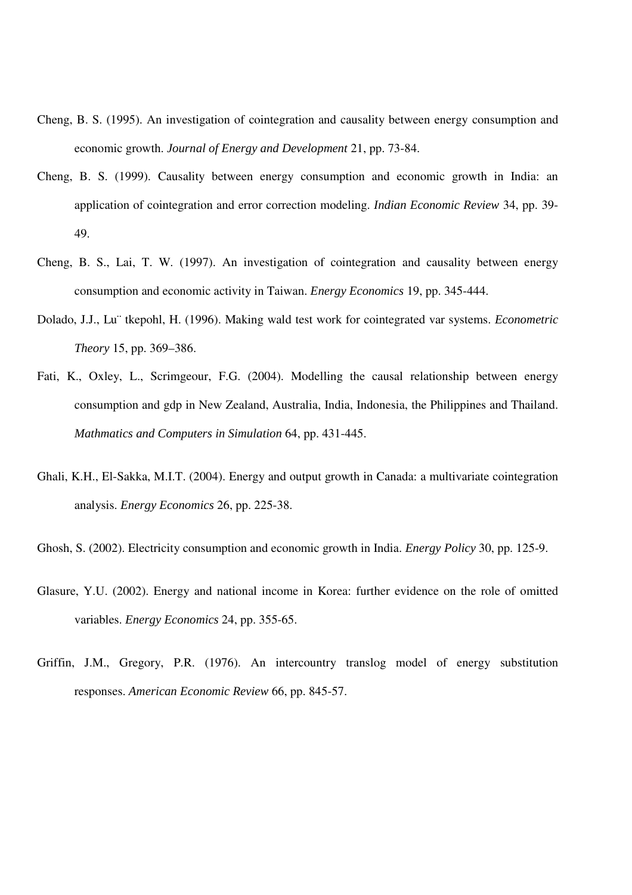Cheng, B. S. (1995). An investigation of cointegration and causality between energy consumption and economic growth. *Journal of Energy and Development* 21, pp. 73-84.

Cheng, B. S. (1999). Causality between energy consumption and economic growth in India: an application of cointegration and error correction modeling. *Indian Economic Review* 34, pp. 39-49.

Cheng, B. S., Lai, T. W. (1997). An investigation of cointegration and causality between energy consumption and economic activity in Taiwan. *Energy Economics* 19, pp. 345-444.

Dolado, J.J., Lu¨ tkepohl, H. (1996). Making wald test work for cointegrated var systems. *Econometric Theory* 15, pp. 369–386.

Fati, K., Oxley, L., Scrimgeour, F.G. (2004). Modelling the causal relationship between energy consumption and gdp in New Zealand, Australia, India, Indonesia, the Philippines and Thailand. *Mathmatics and Computers in Simulation* 64, pp. 431-445.

Ghali, K.H., El-Sakka, M.I.T. (2004). Energy and output growth in Canada: a multivariate cointegration analysis. *Energy Economics* 26, pp. 225-38.

Ghosh, S. (2002). Electricity consumption and economic growth in India. *Energy Policy* 30, pp. 125-9.

Glasure, Y.U. (2002). Energy and national income in Korea: further evidence on the role of omitted variables. *Energy Economics* 24, pp. 355-65.

Griffin, J.M., Gregory, P.R. (1976). An intercountry translog model of energy substitution responses. *American Economic Review* 66, pp. 845-57.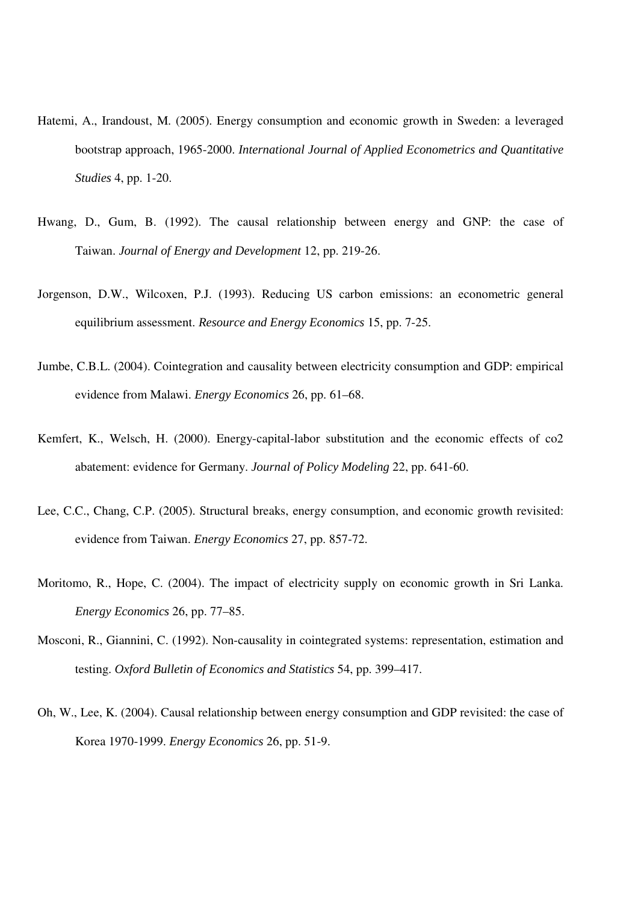Hatemi, A., Irandoust, M. (2005). Energy consumption and economic growth in Sweden: a leveraged bootstrap approach, 1965-2000. *International Journal of Applied Econometrics and Quantitative Studies* 4, pp. 1-20.

Hwang, D., Gum, B. (1992). The causal relationship between energy and GNP: the case of Taiwan. *Journal of Energy and Development* 12, pp. 219-26.

Jorgenson, D.W., Wilcoxen, P.J. (1993). Reducing US carbon emissions: an econometric general equilibrium assessment. *Resource and Energy Economics* 15, pp. 7-25.

Jumbe, C.B.L. (2004). Cointegration and causality between electricity consumption and GDP: empirical evidence from Malawi. *Energy Economics* 26, pp. 61–68.

Kemfert, K., Welsch, H. (2000). Energy-capital-labor substitution and the economic effects of co2 abatement: evidence for Germany. *Journal of Policy Modeling* 22, pp. 641-60.

Lee, C.C., Chang, C.P. (2005). Structural breaks, energy consumption, and economic growth revisited: evidence from Taiwan. *Energy Economics* 27, pp. 857-72.

Moritomo, R., Hope, C. (2004). The impact of electricity supply on economic growth in Sri Lanka. *Energy Economics* 26, pp. 77–85.

Mosconi, R., Giannini, C. (1992). Non-causality in cointegrated systems: representation, estimation and testing. *Oxford Bulletin of Economics and Statistics* 54, pp. 399–417.

Oh, W., Lee, K. (2004). Causal relationship between energy consumption and GDP revisited: the case of Korea 1970-1999. *Energy Economics* 26, pp. 51-9.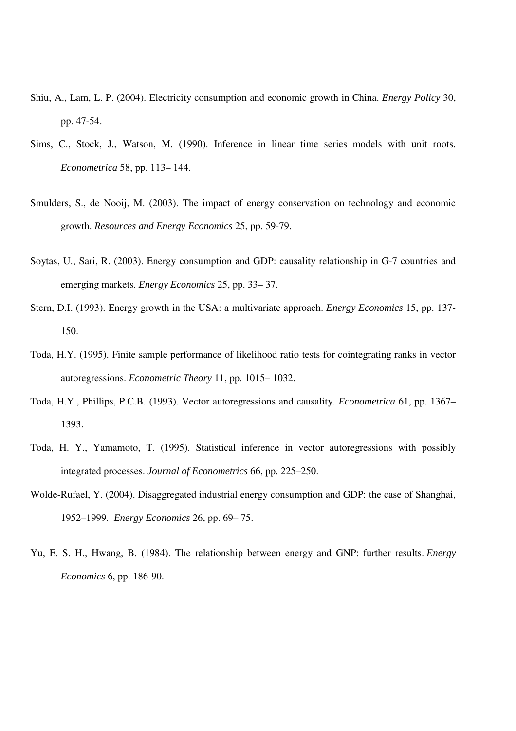Shiu, A., Lam, L. P. (2004). Electricity consumption and economic growth in China. *Energy Policy* 30, pp. 47-54.

Sims, C., Stock, J., Watson, M. (1990). Inference in linear time series models with unit roots. *Econometrica* 58, pp. 113– 144.

Smulders, S., de Nooij, M. (2003). The impact of energy conservation on technology and economic growth. *Resources and Energy Economics* 25, pp. 59-79.

Soytas, U., Sari, R. (2003). Energy consumption and GDP: causality relationship in G-7 countries and emerging markets. *Energy Economics* 25, pp. 33– 37.

Stern, D.I. (1993). Energy growth in the USA: a multivariate approach. *Energy Economics* 15, pp. 137-150.

Toda, H.Y. (1995). Finite sample performance of likelihood ratio tests for cointegrating ranks in vector autoregressions. *Econometric Theory* 11, pp. 1015– 1032.

Toda, H.Y., Phillips, P.C.B. (1993). Vector autoregressions and causality. *Econometrica* 61, pp. 1367–1393.

Toda, H. Y., Yamamoto, T. (1995). Statistical inference in vector autoregressions with possibly integrated processes. *Journal of Econometrics* 66, pp. 225–250.

Wolde-Rufael, Y. (2004). Disaggregated industrial energy consumption and GDP: the case of Shanghai, 1952–1999. *Energy Economics* 26, pp. 69– 75.

Yu, E. S. H., Hwang, B. (1984). The relationship between energy and GNP: further results. *Energy Economics* 6, pp. 186-90.